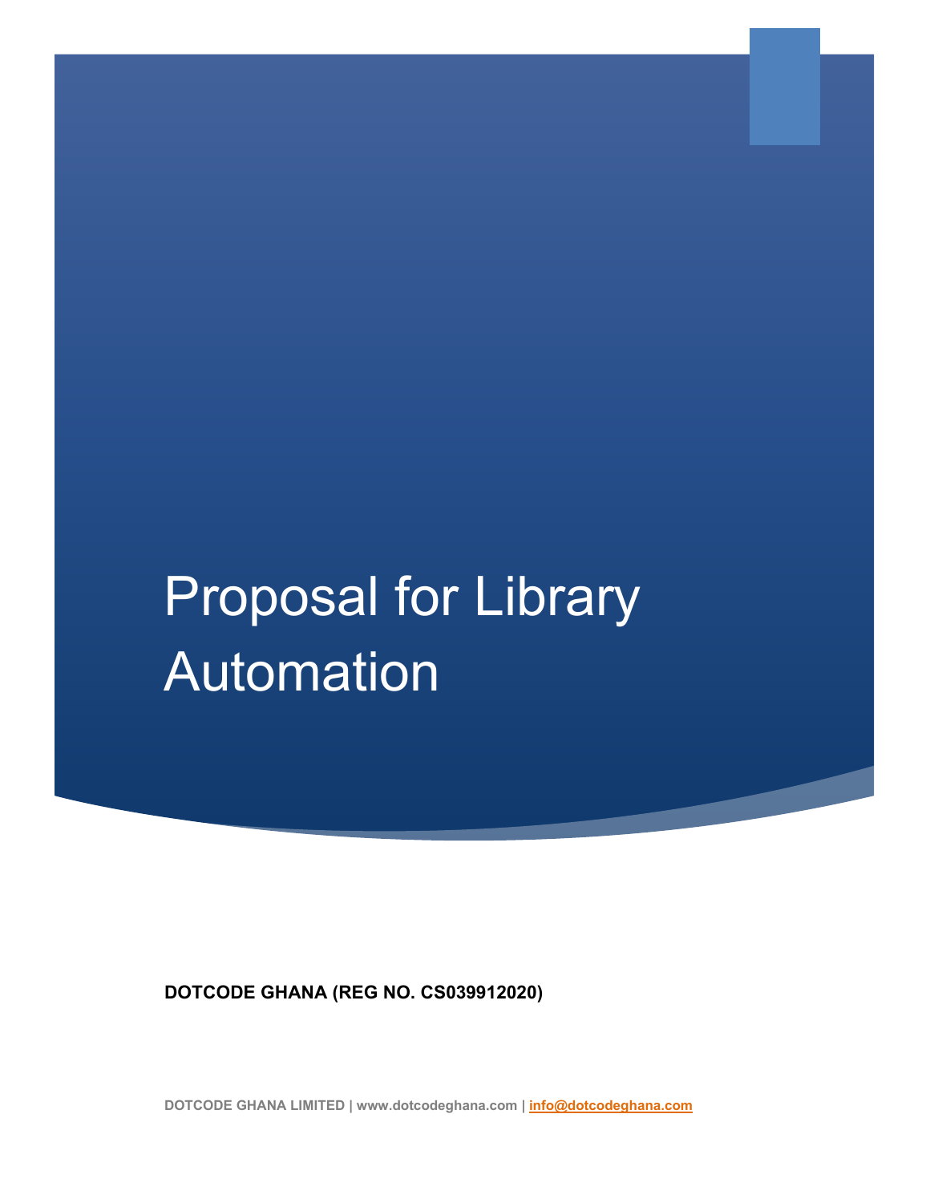# Proposal for Library Automation

**DOTCODE GHANA (REG NO. CS039912020)**

DOTCODE GHANA LIMITED | www.dotcodeghana.com | info@dotcodeghana.com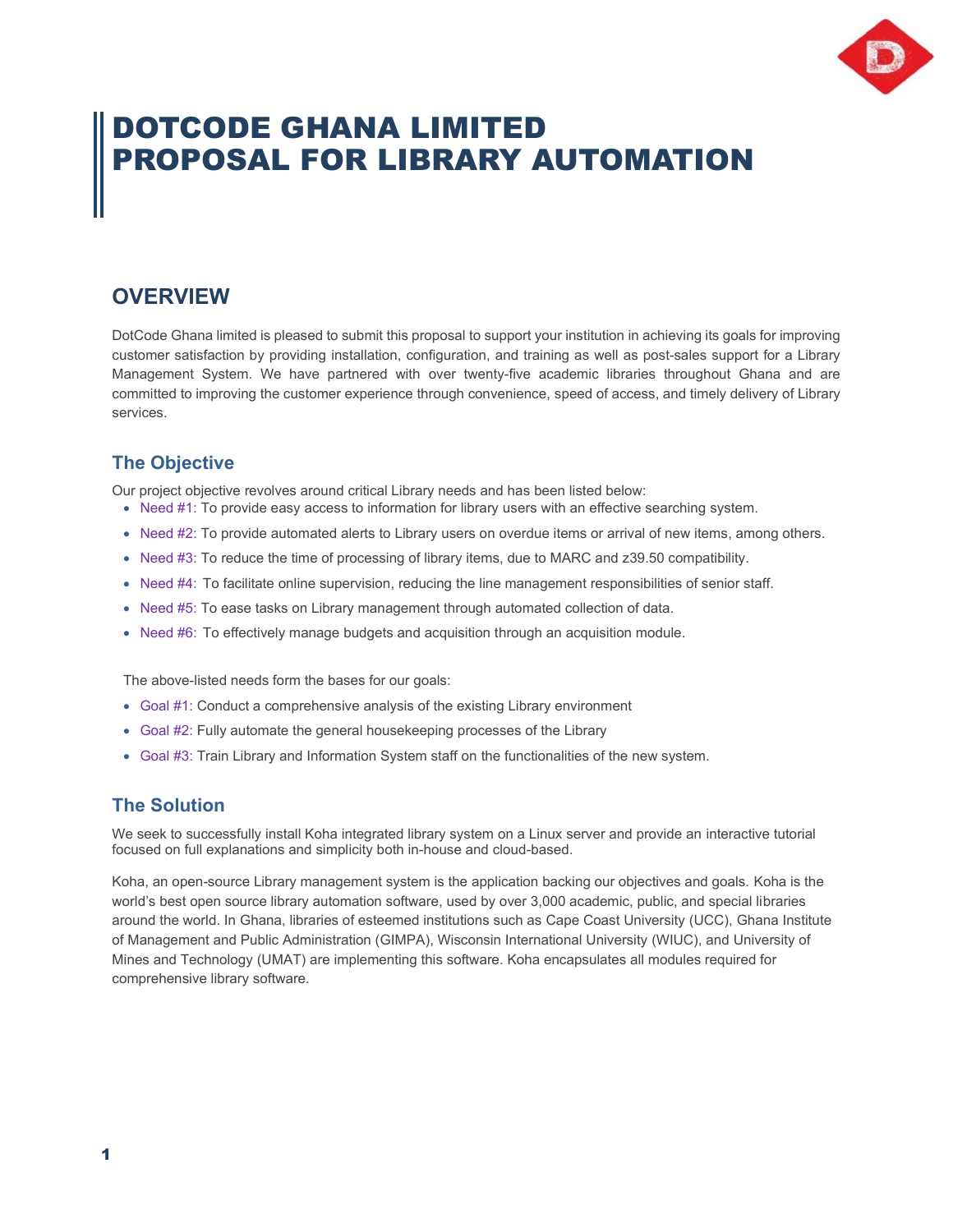# DOTCODE GHANA LIMITED PROPOSAL FOR LIBRARY AUTOMATION

## OVERVIEW

DotCode Ghana limited is pleased to submit this proposal to support your institution in achieving its goals for improving customer satisfaction by providing installation, configuration, and training as well as post-sales support for a Library Management System. We have partnered with over twenty-five academic libraries throughout Ghana and are committed to improving the customer experience through convenience, speed of access, and timely delivery of Library services.

### The Objective

Our project objective revolves around critical Library needs and has been listed below:

- Need #1: To provide easy access to information for library users with an effective searching system.
- Need #2: To provide automated alerts to Library users on overdue items or arrival of new items, among others.
- Need #3: To reduce the time of processing of library items, due to MARC and z39.50 compatibility.
- Need #4: To facilitate online supervision, reducing the line management responsibilities of senior staff.
- Need #5: To ease tasks on Library management through automated collection of data.
- Need #6: To effectively manage budgets and acquisition through an acquisition module.

The above-listed needs form the bases for our goals:

- Goal #1: Conduct a comprehensive analysis of the existing Library environment
- Goal #2: Fully automate the general housekeeping processes of the Library
- Goal #3: Train Library and Information System staff on the functionalities of the new system.

### The Solution

We seek to successfully install Koha integrated library system on a Linux server and provide an interactive tutorial focused on full explanations and simplicity both in-house and cloud-based.

Koha, an open-source Library management system is the application backing our objectives and goals. Koha is the world's best open source library automation software, used by over 3,000 academic, public, and special libraries around the world. In Ghana, libraries of esteemed institutions such as Cape Coast University (UCC), Ghana Institute of Management and Public Administration (GIMPA), Wisconsin International University (WIUC), and University of Mines and Technology (UMAT) are implementing this software. Koha encapsulates all modules required for comprehensive library software.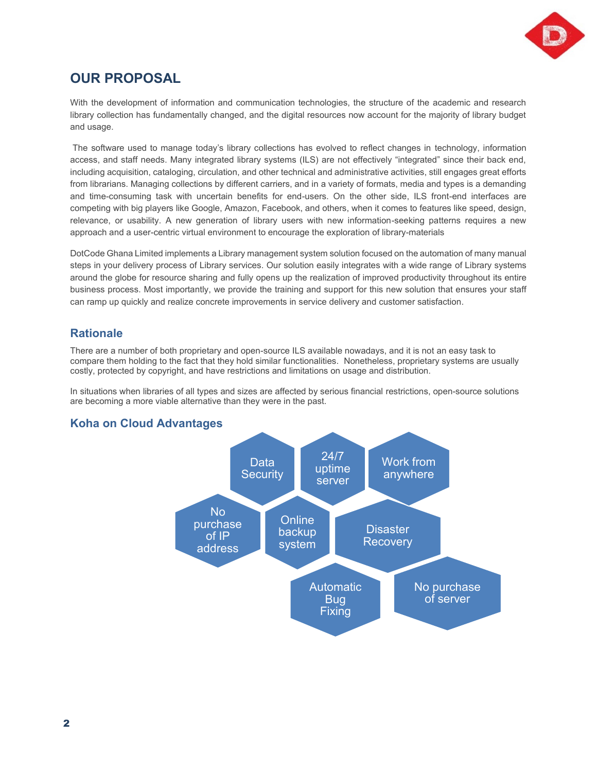# OUR PROPOSAL

With the development of information and communication technologies, the structure of the academic and research library collection has fundamentally changed, and the digital resources now account for the majority of library budget and usage.

The software used to manage today's library collections has evolved to reflect changes in technology, information access, and staff needs. Many integrated library systems (ILS) are not effectively "integrated" since their back end, including acquisition, cataloging, circulation, and other technical and administrative activities, still engages great efforts from librarians. Managing collections by different carriers, and in a variety of formats, media and types is a demanding and time-consuming task with uncertain benefits for end-users. On the other side, ILS front-end interfaces are competing with big players like Google, Amazon, Facebook, and others, when it comes to features like speed, design, relevance, or usability. A new generation of library users with new information-seeking patterns requires a new approach and a user-centric virtual environment to encourage the exploration of library-materials

DotCode Ghana Limited implements a Library management system solution focused on the automation of many manual steps in your delivery process of Library services. Our solution easily integrates with a wide range of Library systems around the globe for resource sharing and fully opens up the realization of improved productivity throughout its entire business process. Most importantly, we provide the training and support for this new solution that ensures your staff can ramp up quickly and realize concrete improvements in service delivery and customer satisfaction.

## Rationale

There are a number of both proprietary and open-source ILS available nowadays, and it is not an easy task to compare them holding to the fact that they hold similar functionalities. Nonetheless, proprietary systems are usually costly, protected by copyright, and have restrictions and limitations on usage and distribution.

In situations when libraries of all types and sizes are affected by serious financial restrictions, open-source solutions are becoming a more viable alternative than they were in the past.

## Koha on Cloud Advantages

- Data Security
- 24/7 uptime server
- Work from anywhere
- No purchase of IP address
- Online backup system
- Disaster Recovery
- Automatic Bug Fixing
- No purchase of server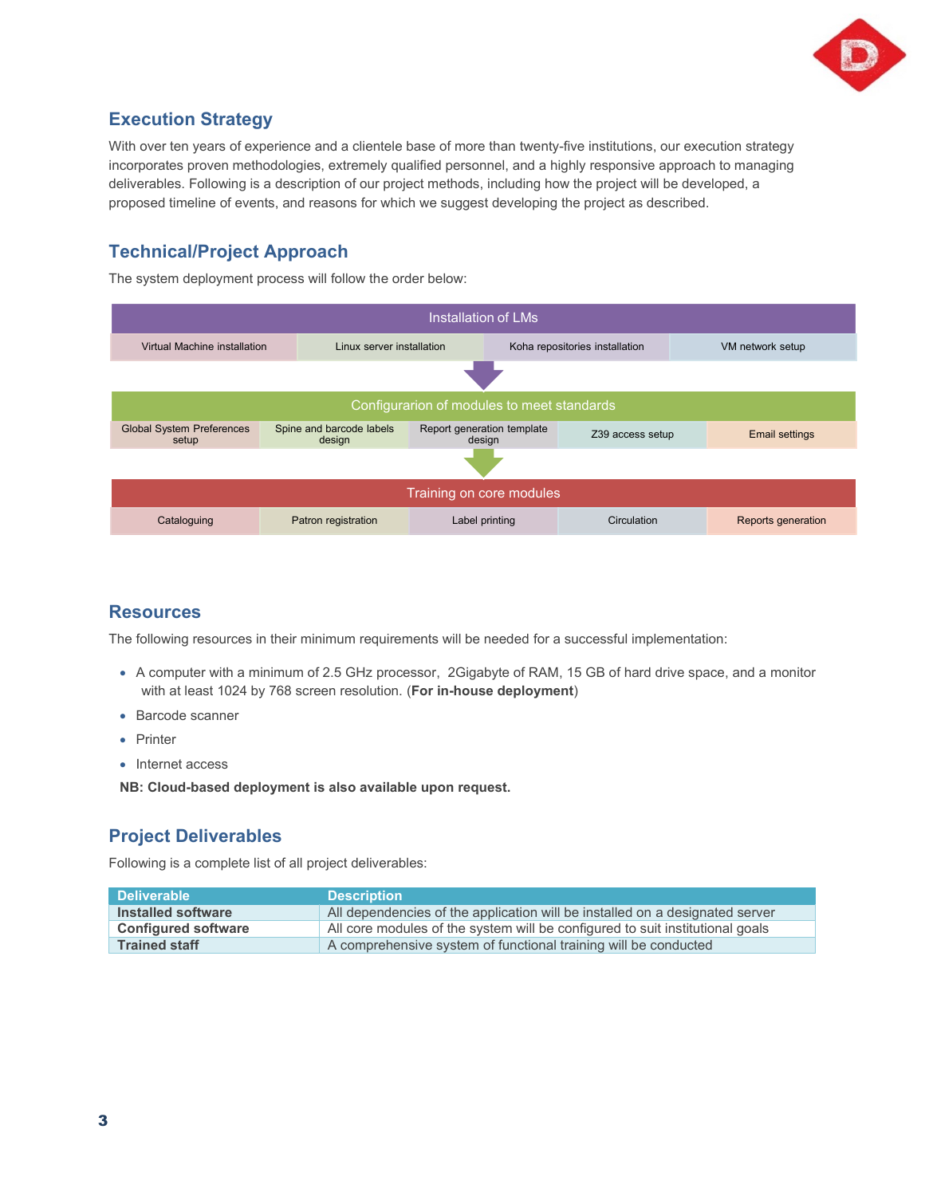## Execution Strategy

With over ten years of experience and a clientele base of more than twenty-five institutions, our execution strategy incorporates proven methodologies, extremely qualified personnel, and a highly responsive approach to managing deliverables. Following is a description of our project methods, including how the project will be developed, a proposed timeline of events, and reasons for which we suggest developing the project as described.

## Technical/Project Approach

The system deployment process will follow the order below:

| Installation of LMs | | | |
|---|---|---|---|
| Virtual Machine installation | Linux server installation | Koha repositories installation | VM network setup |

↓

| Configurarion of modules to meet standards | | | | |
|---|---|---|---|---|
| Global System Preferences setup | Spine and barcode labels design | Report generation template design | Z39 access setup | Email settings |

↓

| Training on core modules | | | | |
|---|---|---|---|---|
| Cataloguing | Patron registration | Label printing | Circulation | Reports generation |

## Resources

The following resources in their minimum requirements will be needed for a successful implementation:

- A computer with a minimum of 2.5 GHz processor, 2Gigabyte of RAM, 15 GB of hard drive space, and a monitor with at least 1024 by 768 screen resolution. (**For in-house deployment**)
- Barcode scanner
- Printer
- Internet access

**NB: Cloud-based deployment is also available upon request.**

## Project Deliverables

Following is a complete list of all project deliverables:

| Deliverable | Description |
|---|---|
| **Installed software** | All dependencies of the application will be installed on a designated server |
| **Configured software** | All core modules of the system will be configured to suit institutional goals |
| **Trained staff** | A comprehensive system of functional training will be conducted |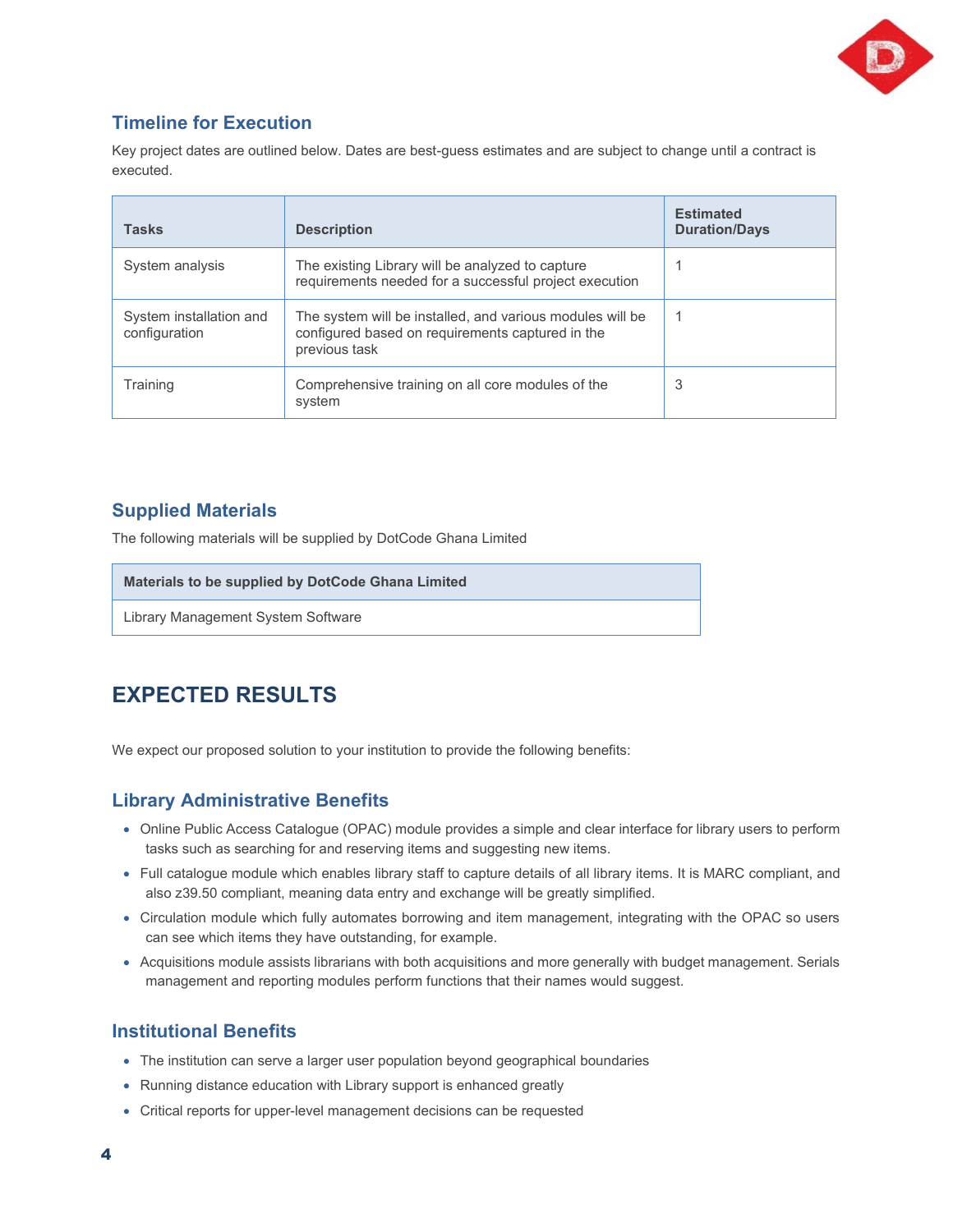## Timeline for Execution

Key project dates are outlined below. Dates are best-guess estimates and are subject to change until a contract is executed.

| Tasks | Description | Estimated Duration/Days |
|---|---|---|
| System analysis | The existing Library will be analyzed to capture requirements needed for a successful project execution | 1 |
| System installation and configuration | The system will be installed, and various modules will be configured based on requirements captured in the previous task | 1 |
| Training | Comprehensive training on all core modules of the system | 3 |

## Supplied Materials

The following materials will be supplied by DotCode Ghana Limited

| Materials to be supplied by DotCode Ghana Limited |
|---|
| Library Management System Software |

# EXPECTED RESULTS

We expect our proposed solution to your institution to provide the following benefits:

## Library Administrative Benefits

- Online Public Access Catalogue (OPAC) module provides a simple and clear interface for library users to perform tasks such as searching for and reserving items and suggesting new items.
- Full catalogue module which enables library staff to capture details of all library items. It is MARC compliant, and also z39.50 compliant, meaning data entry and exchange will be greatly simplified.
- Circulation module which fully automates borrowing and item management, integrating with the OPAC so users can see which items they have outstanding, for example.
- Acquisitions module assists librarians with both acquisitions and more generally with budget management. Serials management and reporting modules perform functions that their names would suggest.

## Institutional Benefits

- The institution can serve a larger user population beyond geographical boundaries
- Running distance education with Library support is enhanced greatly
- Critical reports for upper-level management decisions can be requested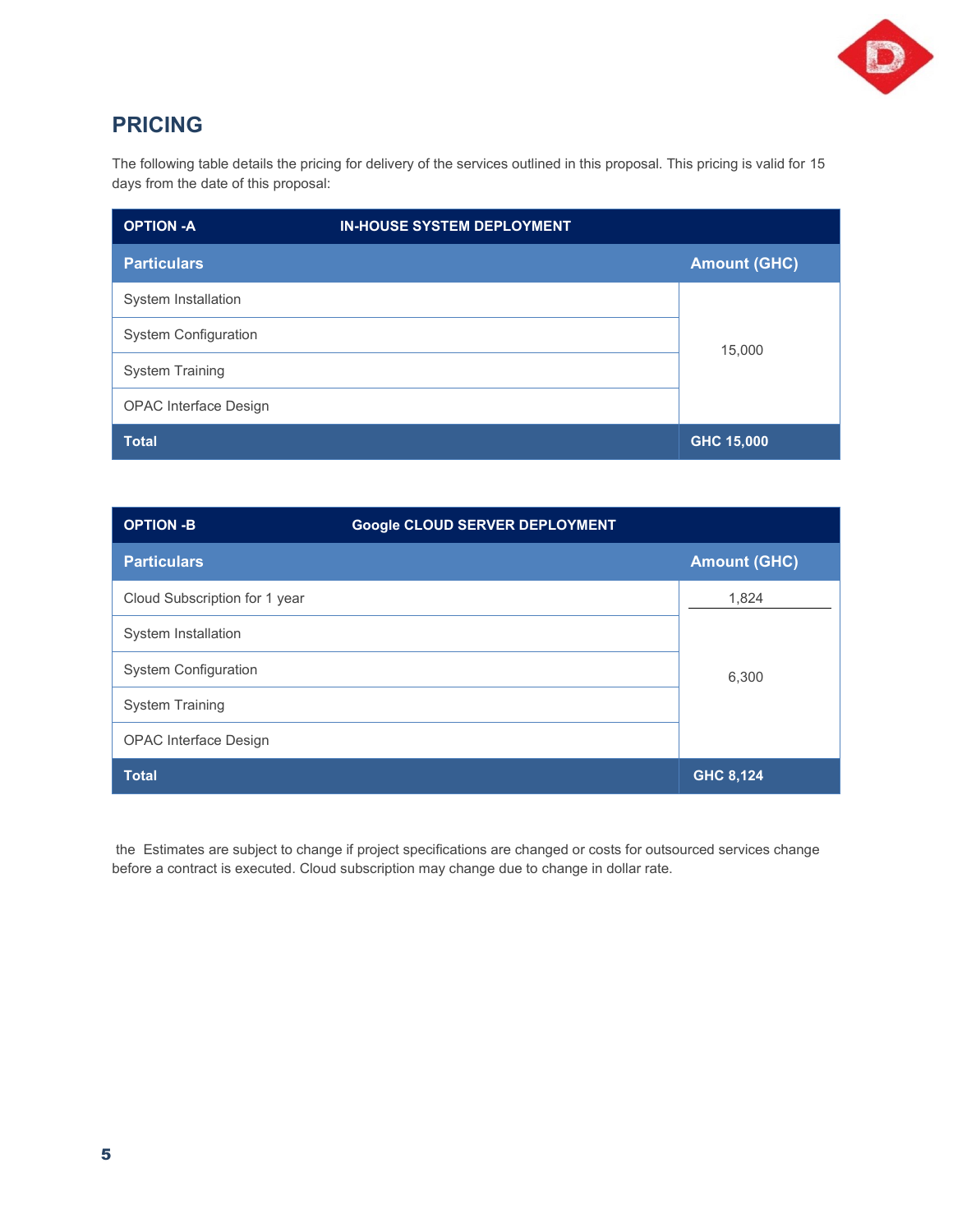## PRICING

The following table details the pricing for delivery of the services outlined in this proposal. This pricing is valid for 15 days from the date of this proposal:

| OPTION -A IN-HOUSE SYSTEM DEPLOYMENT | |
|---|---|
| **Particulars** | **Amount (GHC)** |
| System Installation | 15,000 |
| System Configuration | |
| System Training | |
| OPAC Interface Design | |
| **Total** | **GHC 15,000** |

| OPTION -B Google CLOUD SERVER DEPLOYMENT | |
|---|---|
| **Particulars** | **Amount (GHC)** |
| Cloud Subscription for 1 year | 1,824 |
| System Installation | 6,300 |
| System Configuration | |
| System Training | |
| OPAC Interface Design | |
| **Total** | **GHC 8,124** |

the Estimates are subject to change if project specifications are changed or costs for outsourced services change before a contract is executed. Cloud subscription may change due to change in dollar rate.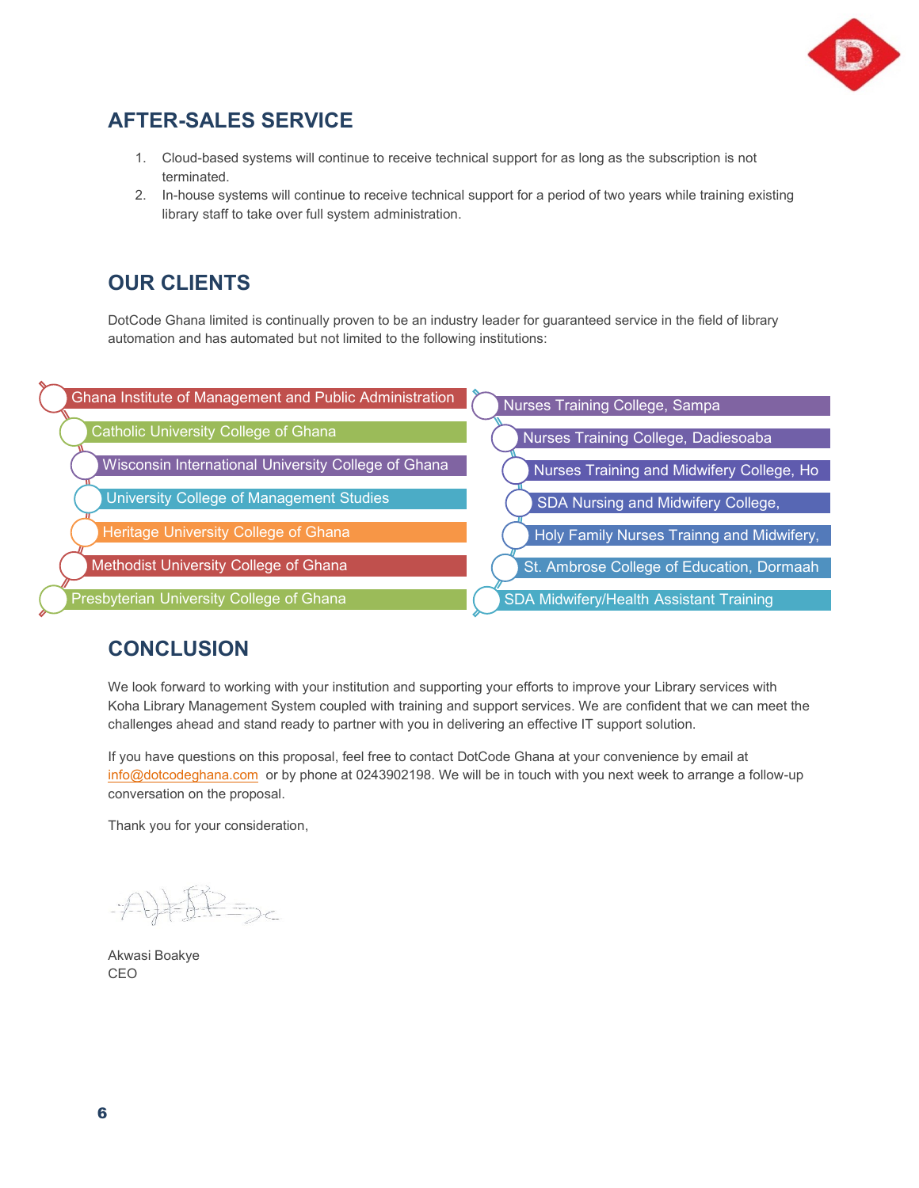## AFTER-SALES SERVICE

1. Cloud-based systems will continue to receive technical support for as long as the subscription is not terminated.
2. In-house systems will continue to receive technical support for a period of two years while training existing library staff to take over full system administration.

## OUR CLIENTS

DotCode Ghana limited is continually proven to be an industry leader for guaranteed service in the field of library automation and has automated but not limited to the following institutions:

- Ghana Institute of Management and Public Administration
- Catholic University College of Ghana
- Wisconsin International University College of Ghana
- University College of Management Studies
- Heritage University College of Ghana
- Methodist University College of Ghana
- Presbyterian University College of Ghana
- Nurses Training College, Sampa
- Nurses Training College, Dadiesoaba
- Nurses Training and Midwifery College, Ho
- SDA Nursing and Midwifery College,
- Holy Family Nurses Trainng and Midwifery,
- St. Ambrose College of Education, Dormaah
- SDA Midwifery/Health Assistant Training

## CONCLUSION

We look forward to working with your institution and supporting your efforts to improve your Library services with Koha Library Management System coupled with training and support services. We are confident that we can meet the challenges ahead and stand ready to partner with you in delivering an effective IT support solution.

If you have questions on this proposal, feel free to contact DotCode Ghana at your convenience by email at info@dotcodeghana.com or by phone at 0243902198. We will be in touch with you next week to arrange a follow-up conversation on the proposal.

Thank you for your consideration,

Akwasi Boakye
CEO